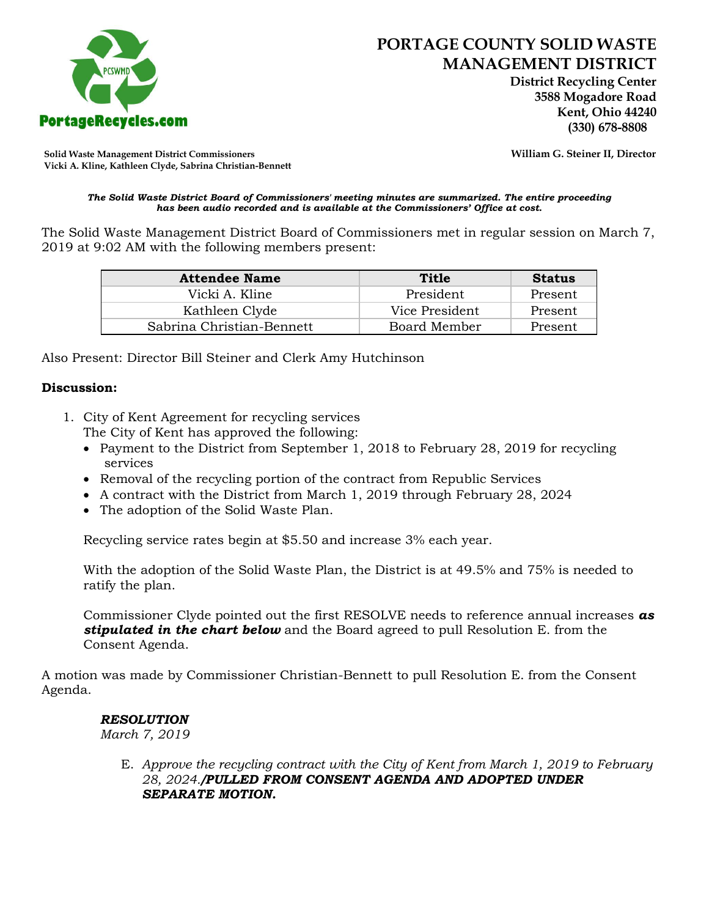# PORTAGE COUNTY SOLID WASTE MANAGEMENT DISTRICT

**District Recycling Center**
**3588 Mogadore Road**
**Kent, Ohio 44240**
**(330) 678-8808**

PortageRecycles.com

**Solid Waste Management District Commissioners**
**Vicki A. Kline, Kathleen Clyde, Sabrina Christian-Bennett**

**William G. Steiner II, Director**

***The Solid Waste District Board of Commissioners' meeting minutes are summarized. The entire proceeding has been audio recorded and is available at the Commissioners' Office at cost.***

The Solid Waste Management District Board of Commissioners met in regular session on March 7, 2019 at 9:02 AM with the following members present:

| Attendee Name | Title | Status |
|---|---|---|
| Vicki A. Kline | President | Present |
| Kathleen Clyde | Vice President | Present |
| Sabrina Christian-Bennett | Board Member | Present |

Also Present: Director Bill Steiner and Clerk Amy Hutchinson

**Discussion:**

1. City of Kent Agreement for recycling services
   The City of Kent has approved the following:
   - Payment to the District from September 1, 2018 to February 28, 2019 for recycling services
   - Removal of the recycling portion of the contract from Republic Services
   - A contract with the District from March 1, 2019 through February 28, 2024
   - The adoption of the Solid Waste Plan.

   Recycling service rates begin at $5.50 and increase 3% each year.

   With the adoption of the Solid Waste Plan, the District is at 49.5% and 75% is needed to ratify the plan.

   Commissioner Clyde pointed out the first RESOLVE needs to reference annual increases ***as stipulated in the chart below*** and the Board agreed to pull Resolution E. from the Consent Agenda.

A motion was made by Commissioner Christian-Bennett to pull Resolution E. from the Consent Agenda.

***RESOLUTION***
*March 7, 2019*

E. *Approve the recycling contract with the City of Kent from March 1, 2019 to February 28, 2024.****/PULLED FROM CONSENT AGENDA AND ADOPTED UNDER SEPARATE MOTION.***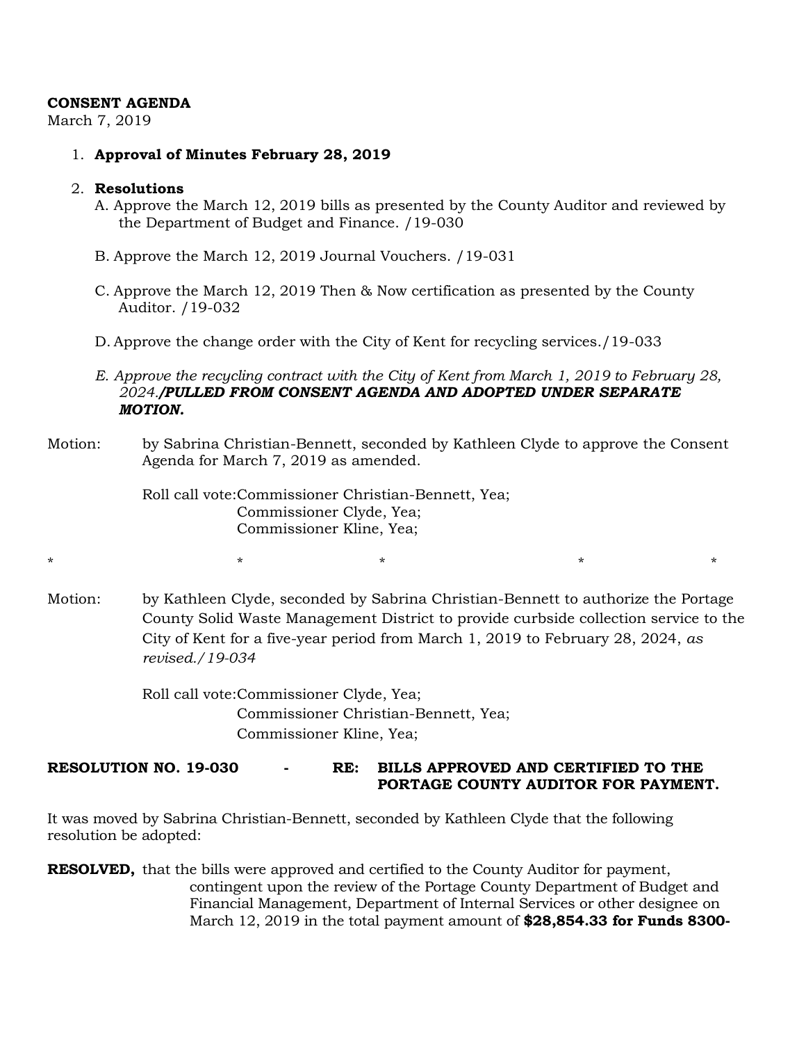**CONSENT AGENDA**
March 7, 2019

1. **Approval of Minutes February 28, 2019**

2. **Resolutions**
   A. Approve the March 12, 2019 bills as presented by the County Auditor and reviewed by the Department of Budget and Finance. /19-030

   B. Approve the March 12, 2019 Journal Vouchers. /19-031

   C. Approve the March 12, 2019 Then & Now certification as presented by the County Auditor. /19-032

   D. Approve the change order with the City of Kent for recycling services./19-033

   *E. Approve the recycling contract with the City of Kent from March 1, 2019 to February 28, 2024.**/PULLED FROM CONSENT AGENDA AND ADOPTED UNDER SEPARATE MOTION.***

Motion: by Sabrina Christian-Bennett, seconded by Kathleen Clyde to approve the Consent Agenda for March 7, 2019 as amended.

Roll call vote: Commissioner Christian-Bennett, Yea;
Commissioner Clyde, Yea;
Commissioner Kline, Yea;

\* \* \* \* \*

Motion: by Kathleen Clyde, seconded by Sabrina Christian-Bennett to authorize the Portage County Solid Waste Management District to provide curbside collection service to the City of Kent for a five-year period from March 1, 2019 to February 28, 2024, *as revised./19-034*

Roll call vote: Commissioner Clyde, Yea;
Commissioner Christian-Bennett, Yea;
Commissioner Kline, Yea;

**RESOLUTION NO. 19-030 - RE: BILLS APPROVED AND CERTIFIED TO THE PORTAGE COUNTY AUDITOR FOR PAYMENT.**

It was moved by Sabrina Christian-Bennett, seconded by Kathleen Clyde that the following resolution be adopted:

**RESOLVED,** that the bills were approved and certified to the County Auditor for payment, contingent upon the review of the Portage County Department of Budget and Financial Management, Department of Internal Services or other designee on March 12, 2019 in the total payment amount of **$28,854.33 for Funds 8300-**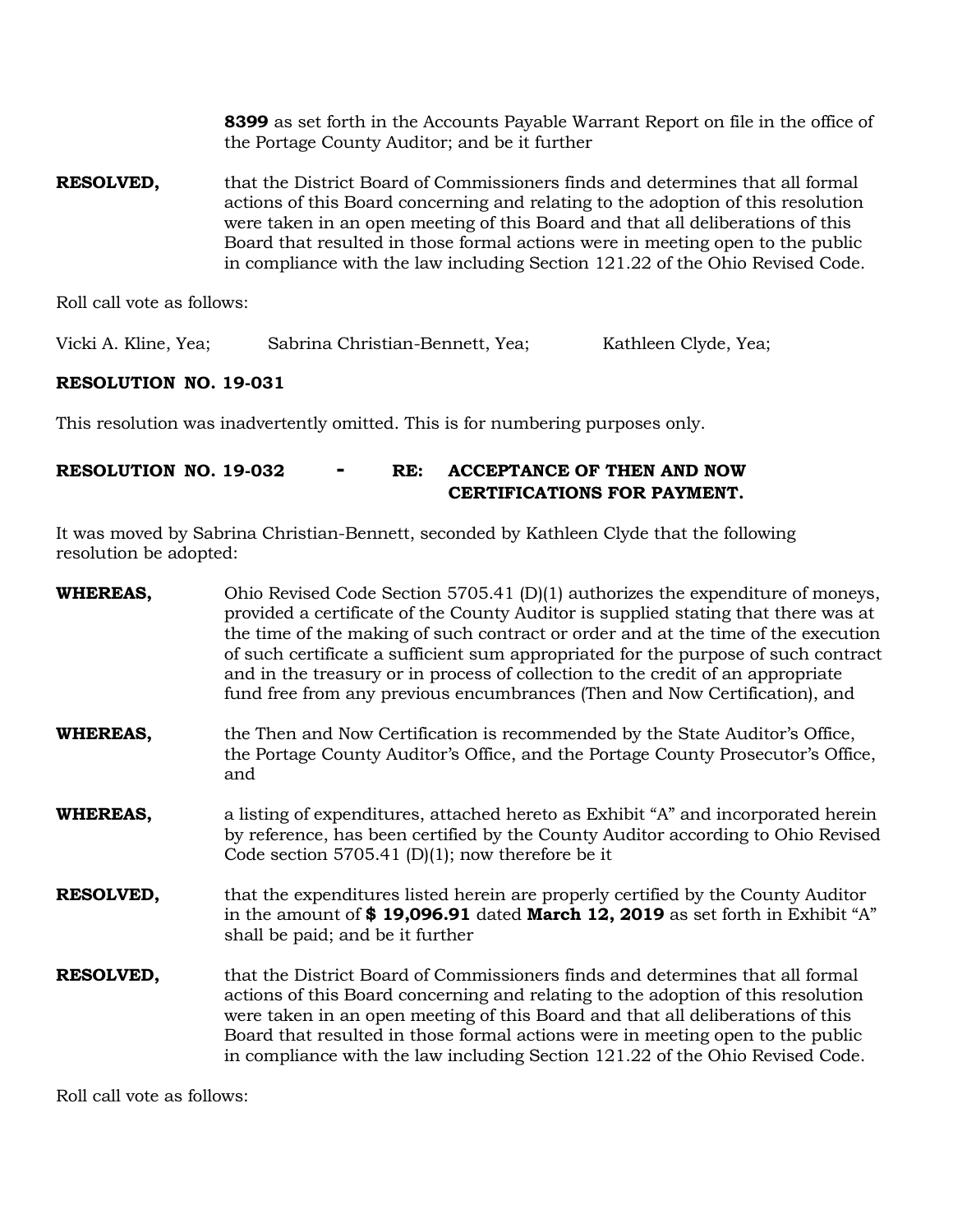**8399** as set forth in the Accounts Payable Warrant Report on file in the office of the Portage County Auditor; and be it further

**RESOLVED,** that the District Board of Commissioners finds and determines that all formal actions of this Board concerning and relating to the adoption of this resolution were taken in an open meeting of this Board and that all deliberations of this Board that resulted in those formal actions were in meeting open to the public in compliance with the law including Section 121.22 of the Ohio Revised Code.

Roll call vote as follows:

Vicki A. Kline, Yea; Sabrina Christian-Bennett, Yea; Kathleen Clyde, Yea;

**RESOLUTION NO. 19-031**

This resolution was inadvertently omitted. This is for numbering purposes only.

**RESOLUTION NO. 19-032 - RE: ACCEPTANCE OF THEN AND NOW CERTIFICATIONS FOR PAYMENT.**

It was moved by Sabrina Christian-Bennett, seconded by Kathleen Clyde that the following resolution be adopted:

**WHEREAS,** Ohio Revised Code Section 5705.41 (D)(1) authorizes the expenditure of moneys, provided a certificate of the County Auditor is supplied stating that there was at the time of the making of such contract or order and at the time of the execution of such certificate a sufficient sum appropriated for the purpose of such contract and in the treasury or in process of collection to the credit of an appropriate fund free from any previous encumbrances (Then and Now Certification), and

**WHEREAS,** the Then and Now Certification is recommended by the State Auditor's Office, the Portage County Auditor's Office, and the Portage County Prosecutor's Office, and

**WHEREAS,** a listing of expenditures, attached hereto as Exhibit "A" and incorporated herein by reference, has been certified by the County Auditor according to Ohio Revised Code section 5705.41 (D)(1); now therefore be it

**RESOLVED,** that the expenditures listed herein are properly certified by the County Auditor in the amount of **$ 19,096.91** dated **March 12, 2019** as set forth in Exhibit "A" shall be paid; and be it further

**RESOLVED,** that the District Board of Commissioners finds and determines that all formal actions of this Board concerning and relating to the adoption of this resolution were taken in an open meeting of this Board and that all deliberations of this Board that resulted in those formal actions were in meeting open to the public in compliance with the law including Section 121.22 of the Ohio Revised Code.

Roll call vote as follows: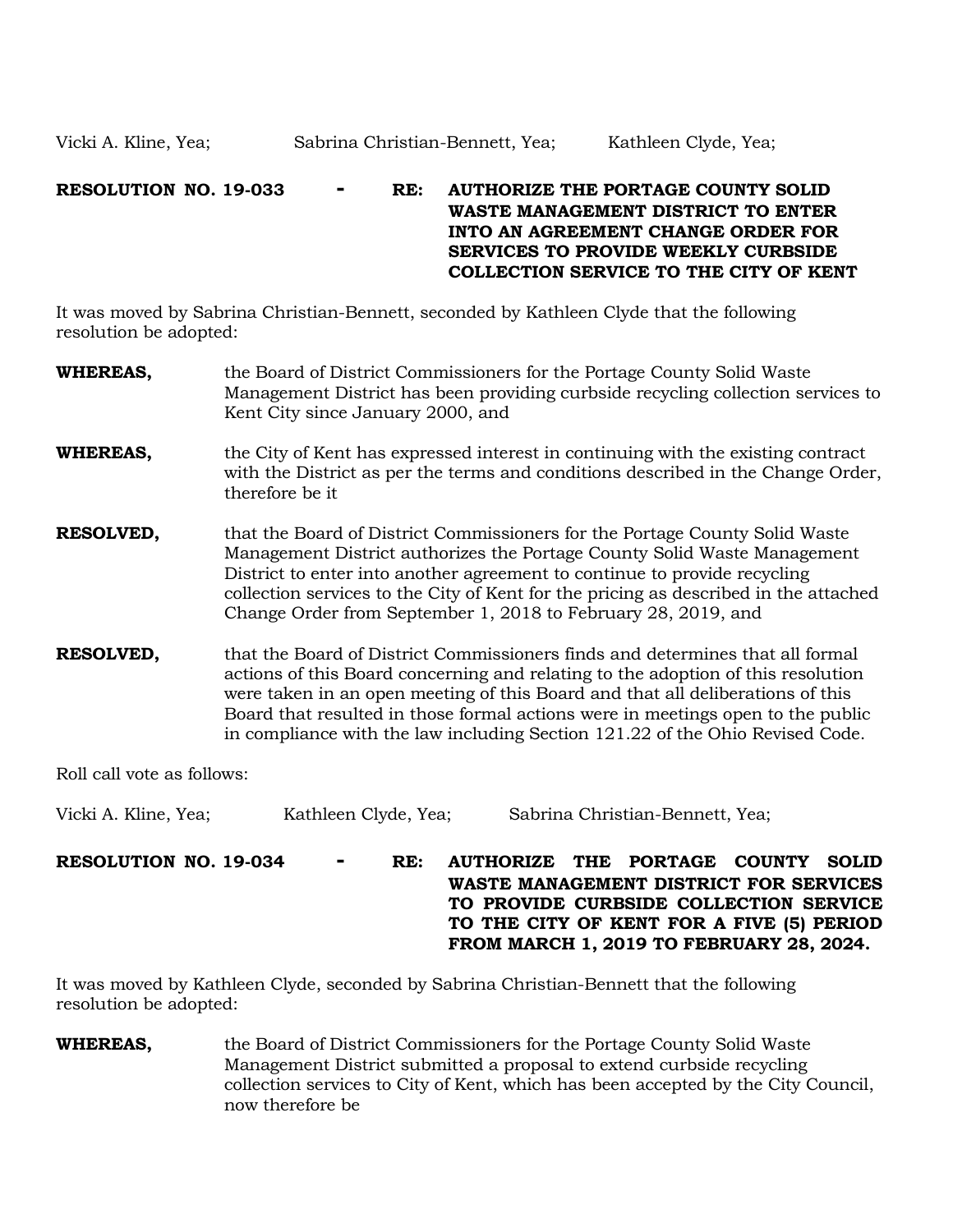Vicki A. Kline, Yea; Sabrina Christian-Bennett, Yea; Kathleen Clyde, Yea;

**RESOLUTION NO. 19-033 - RE: AUTHORIZE THE PORTAGE COUNTY SOLID WASTE MANAGEMENT DISTRICT TO ENTER INTO AN AGREEMENT CHANGE ORDER FOR SERVICES TO PROVIDE WEEKLY CURBSIDE COLLECTION SERVICE TO THE CITY OF KENT**

It was moved by Sabrina Christian-Bennett, seconded by Kathleen Clyde that the following resolution be adopted:

**WHEREAS,** the Board of District Commissioners for the Portage County Solid Waste Management District has been providing curbside recycling collection services to Kent City since January 2000, and

**WHEREAS,** the City of Kent has expressed interest in continuing with the existing contract with the District as per the terms and conditions described in the Change Order, therefore be it

**RESOLVED,** that the Board of District Commissioners for the Portage County Solid Waste Management District authorizes the Portage County Solid Waste Management District to enter into another agreement to continue to provide recycling collection services to the City of Kent for the pricing as described in the attached Change Order from September 1, 2018 to February 28, 2019, and

**RESOLVED,** that the Board of District Commissioners finds and determines that all formal actions of this Board concerning and relating to the adoption of this resolution were taken in an open meeting of this Board and that all deliberations of this Board that resulted in those formal actions were in meetings open to the public in compliance with the law including Section 121.22 of the Ohio Revised Code.

Roll call vote as follows:

Vicki A. Kline, Yea; Kathleen Clyde, Yea; Sabrina Christian-Bennett, Yea;

**RESOLUTION NO. 19-034 - RE: AUTHORIZE THE PORTAGE COUNTY SOLID WASTE MANAGEMENT DISTRICT FOR SERVICES TO PROVIDE CURBSIDE COLLECTION SERVICE TO THE CITY OF KENT FOR A FIVE (5) PERIOD FROM MARCH 1, 2019 TO FEBRUARY 28, 2024.**

It was moved by Kathleen Clyde, seconded by Sabrina Christian-Bennett that the following resolution be adopted:

**WHEREAS,** the Board of District Commissioners for the Portage County Solid Waste Management District submitted a proposal to extend curbside recycling collection services to City of Kent, which has been accepted by the City Council, now therefore be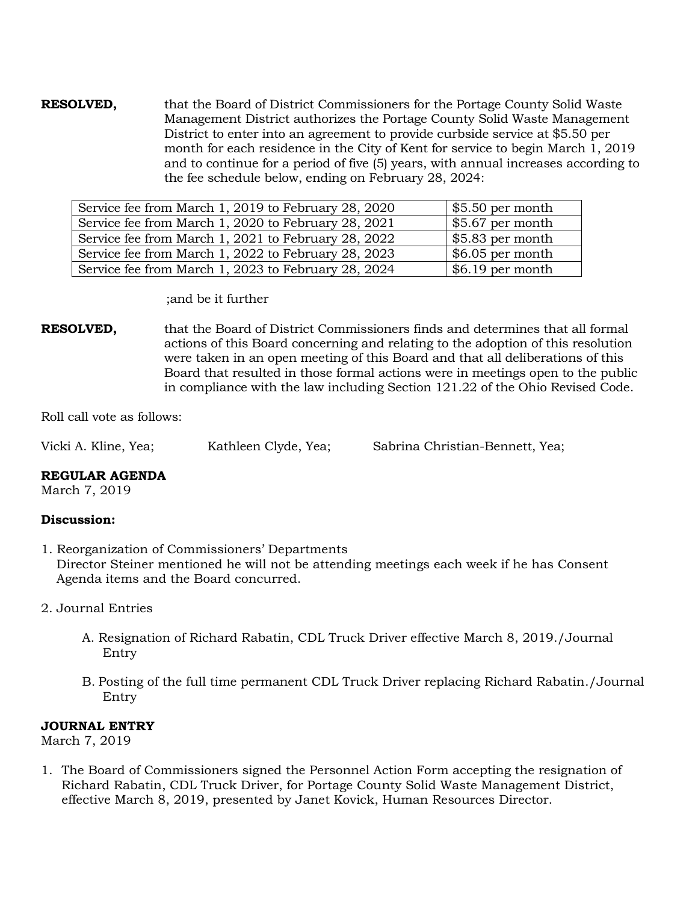**RESOLVED,** that the Board of District Commissioners for the Portage County Solid Waste Management District authorizes the Portage County Solid Waste Management District to enter into an agreement to provide curbside service at $5.50 per month for each residence in the City of Kent for service to begin March 1, 2019 and to continue for a period of five (5) years, with annual increases according to the fee schedule below, ending on February 28, 2024:

| Service fee from March 1, 2019 to February 28, 2020 | $5.50 per month |
|---|---|
| Service fee from March 1, 2020 to February 28, 2021 | $5.67 per month |
| Service fee from March 1, 2021 to February 28, 2022 | $5.83 per month |
| Service fee from March 1, 2022 to February 28, 2023 | $6.05 per month |
| Service fee from March 1, 2023 to February 28, 2024 | $6.19 per month |

;and be it further

**RESOLVED,** that the Board of District Commissioners finds and determines that all formal actions of this Board concerning and relating to the adoption of this resolution were taken in an open meeting of this Board and that all deliberations of this Board that resulted in those formal actions were in meetings open to the public in compliance with the law including Section 121.22 of the Ohio Revised Code.

Roll call vote as follows:

Vicki A. Kline, Yea; Kathleen Clyde, Yea; Sabrina Christian-Bennett, Yea;

**REGULAR AGENDA**
March 7, 2019

**Discussion:**

1. Reorganization of Commissioners' Departments
   Director Steiner mentioned he will not be attending meetings each week if he has Consent Agenda items and the Board concurred.

2. Journal Entries

   A. Resignation of Richard Rabatin, CDL Truck Driver effective March 8, 2019./Journal Entry

   B. Posting of the full time permanent CDL Truck Driver replacing Richard Rabatin./Journal Entry

**JOURNAL ENTRY**
March 7, 2019

1. The Board of Commissioners signed the Personnel Action Form accepting the resignation of Richard Rabatin, CDL Truck Driver, for Portage County Solid Waste Management District, effective March 8, 2019, presented by Janet Kovick, Human Resources Director.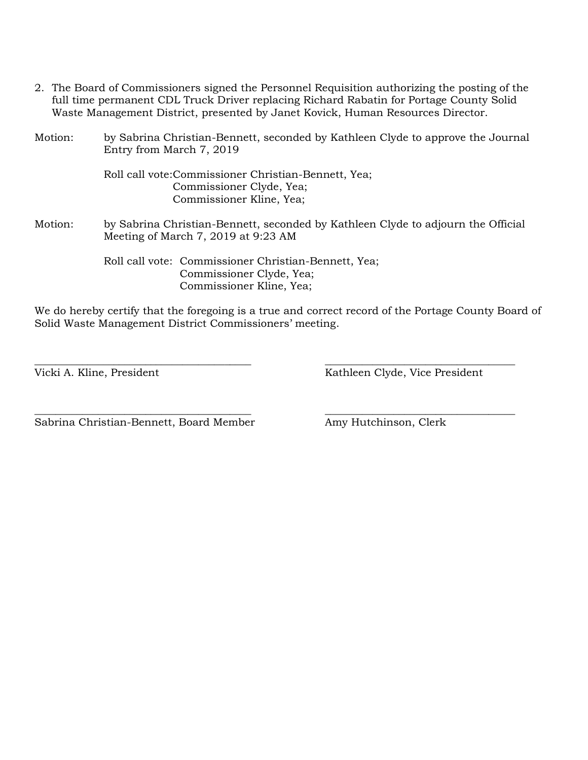2. The Board of Commissioners signed the Personnel Requisition authorizing the posting of the full time permanent CDL Truck Driver replacing Richard Rabatin for Portage County Solid Waste Management District, presented by Janet Kovick, Human Resources Director.

Motion: by Sabrina Christian-Bennett, seconded by Kathleen Clyde to approve the Journal Entry from March 7, 2019

Roll call vote: Commissioner Christian-Bennett, Yea;
Commissioner Clyde, Yea;
Commissioner Kline, Yea;

Motion: by Sabrina Christian-Bennett, seconded by Kathleen Clyde to adjourn the Official Meeting of March 7, 2019 at 9:23 AM

Roll call vote: Commissioner Christian-Bennett, Yea;
Commissioner Clyde, Yea;
Commissioner Kline, Yea;

We do hereby certify that the foregoing is a true and correct record of the Portage County Board of Solid Waste Management District Commissioners' meeting.

\_\_\_\_\_\_\_\_\_\_\_\_\_\_\_\_\_\_\_\_\_\_\_\_\_\_\_\_\_\_\_\_\_\_\_\_\_\_\_\_
Vicki A. Kline, President

\_\_\_\_\_\_\_\_\_\_\_\_\_\_\_\_\_\_\_\_\_\_\_\_\_\_\_\_\_\_\_\_\_\_\_\_\_\_\_\_
Kathleen Clyde, Vice President

\_\_\_\_\_\_\_\_\_\_\_\_\_\_\_\_\_\_\_\_\_\_\_\_\_\_\_\_\_\_\_\_\_\_\_\_\_\_\_\_
Sabrina Christian-Bennett, Board Member

\_\_\_\_\_\_\_\_\_\_\_\_\_\_\_\_\_\_\_\_\_\_\_\_\_\_\_\_\_\_\_\_\_\_\_\_\_\_\_\_
Amy Hutchinson, Clerk